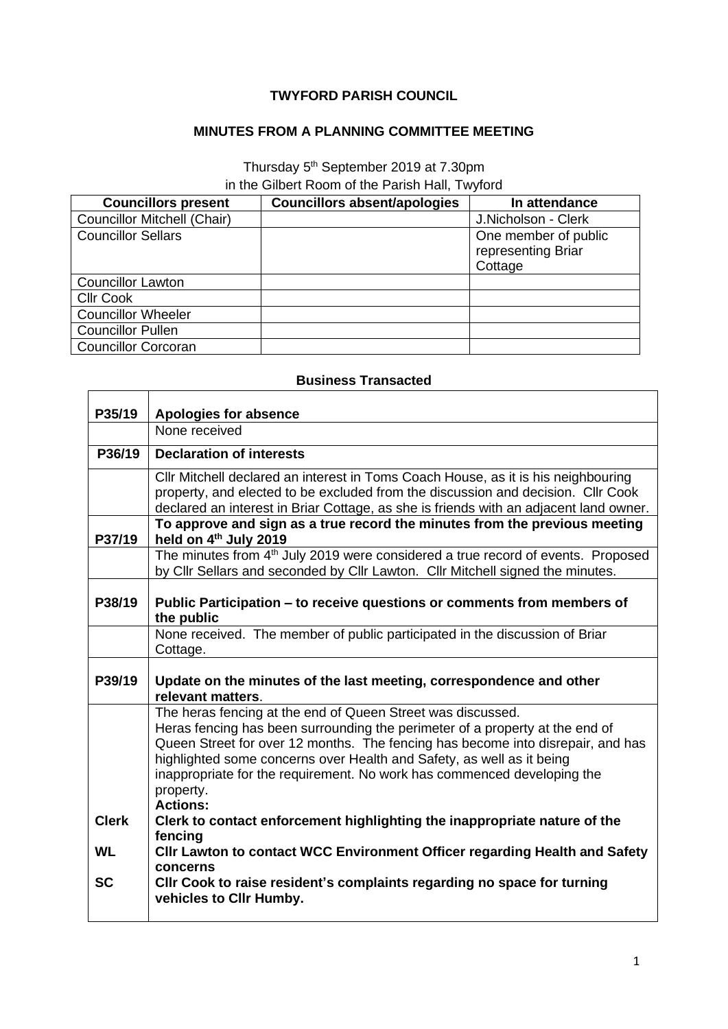**TWYFORD PARISH COUNCIL**

**MINUTES FROM A PLANNING COMMITTEE MEETING**

Thursday 5th September 2019 at 7.30pm
in the Gilbert Room of the Parish Hall, Twyford

| Councillors present | Councillors absent/apologies | In attendance |
|---|---|---|
| Councillor Mitchell (Chair) | | J.Nicholson - Clerk |
| Councillor Sellars | | One member of public representing Briar Cottage |
| Councillor Lawton | | |
| Cllr Cook | | |
| Councillor Wheeler | | |
| Councillor Pullen | | |
| Councillor Corcoran | | |

**Business Transacted**

| | |
|---|---|
| **P35/19** | **Apologies for absence** |
| | None received |
| **P36/19** | **Declaration of interests** |
| | Cllr Mitchell declared an interest in Toms Coach House, as it is his neighbouring property, and elected to be excluded from the discussion and decision. Cllr Cook declared an interest in Briar Cottage, as she is friends with an adjacent land owner. |
| **P37/19** | **To approve and sign as a true record the minutes from the previous meeting held on 4th July 2019** |
| | The minutes from 4th July 2019 were considered a true record of events. Proposed by Cllr Sellars and seconded by Cllr Lawton. Cllr Mitchell signed the minutes. |
| **P38/19** | **Public Participation – to receive questions or comments from members of the public** |
| | None received. The member of public participated in the discussion of Briar Cottage. |
| **P39/19** | **Update on the minutes of the last meeting, correspondence and other relevant matters**. |
| | The heras fencing at the end of Queen Street was discussed. Heras fencing has been surrounding the perimeter of a property at the end of Queen Street for over 12 months. The fencing has become into disrepair, and has highlighted some concerns over Health and Safety, as well as it being inappropriate for the requirement. No work has commenced developing the property. **Actions:** |
| **Clerk** | **Clerk to contact enforcement highlighting the inappropriate nature of the fencing** |
| **WL** | **Cllr Lawton to contact WCC Environment Officer regarding Health and Safety concerns** |
| **SC** | **Cllr Cook to raise resident's complaints regarding no space for turning vehicles to Cllr Humby.** |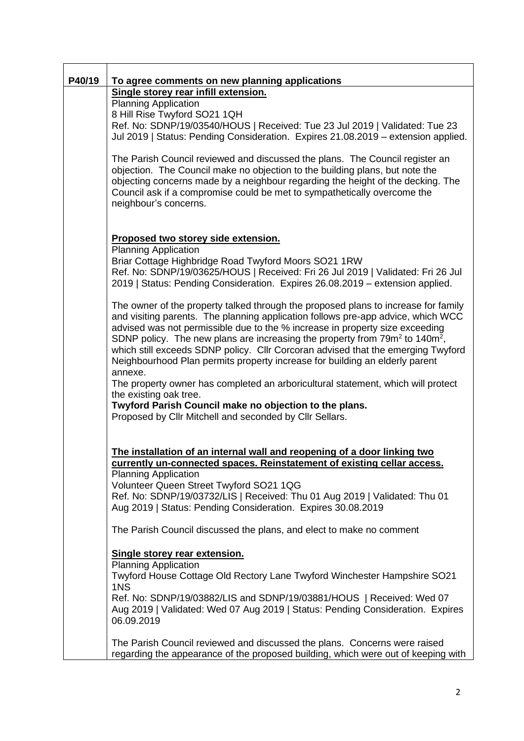| P40/19 | To agree comments on new planning applications |
|---|---|
| | **Single storey rear infill extension.**<br>Planning Application<br>8 Hill Rise Twyford SO21 1QH<br>Ref. No: SDNP/19/03540/HOUS \| Received: Tue 23 Jul 2019 \| Validated: Tue 23 Jul 2019 \| Status: Pending Consideration. Expires 21.08.2019 – extension applied.<br><br>The Parish Council reviewed and discussed the plans. The Council register an objection. The Council make no objection to the building plans, but note the objecting concerns made by a neighbour regarding the height of the decking. The Council ask if a compromise could be met to sympathetically overcome the neighbour's concerns.<br><br>**Proposed two storey side extension.**<br>Planning Application<br>Briar Cottage Highbridge Road Twyford Moors SO21 1RW<br>Ref. No: SDNP/19/03625/HOUS \| Received: Fri 26 Jul 2019 \| Validated: Fri 26 Jul 2019 \| Status: Pending Consideration. Expires 26.08.2019 – extension applied.<br><br>The owner of the property talked through the proposed plans to increase for family and visiting parents. The planning application follows pre-app advice, which WCC advised was not permissible due to the % increase in property size exceeding SDNP policy. The new plans are increasing the property from 79m² to 140m², which still exceeds SDNP policy. Cllr Corcoran advised that the emerging Twyford Neighbourhood Plan permits property increase for building an elderly parent annexe.<br>The property owner has completed an arboricultural statement, which will protect the existing oak tree.<br>**Twyford Parish Council make no objection to the plans.**<br>Proposed by Cllr Mitchell and seconded by Cllr Sellars.<br><br>**The installation of an internal wall and reopening of a door linking two currently un-connected spaces. Reinstatement of existing cellar access.**<br>Planning Application<br>Volunteer Queen Street Twyford SO21 1QG<br>Ref. No: SDNP/19/03732/LIS \| Received: Thu 01 Aug 2019 \| Validated: Thu 01 Aug 2019 \| Status: Pending Consideration. Expires 30.08.2019<br><br>The Parish Council discussed the plans, and elect to make no comment<br><br>**Single storey rear extension.**<br>Planning Application<br>Twyford House Cottage Old Rectory Lane Twyford Winchester Hampshire SO21 1NS<br>Ref. No: SDNP/19/03882/LIS and SDNP/19/03881/HOUS \| Received: Wed 07 Aug 2019 \| Validated: Wed 07 Aug 2019 \| Status: Pending Consideration. Expires 06.09.2019<br><br>The Parish Council reviewed and discussed the plans. Concerns were raised regarding the appearance of the proposed building, which were out of keeping with |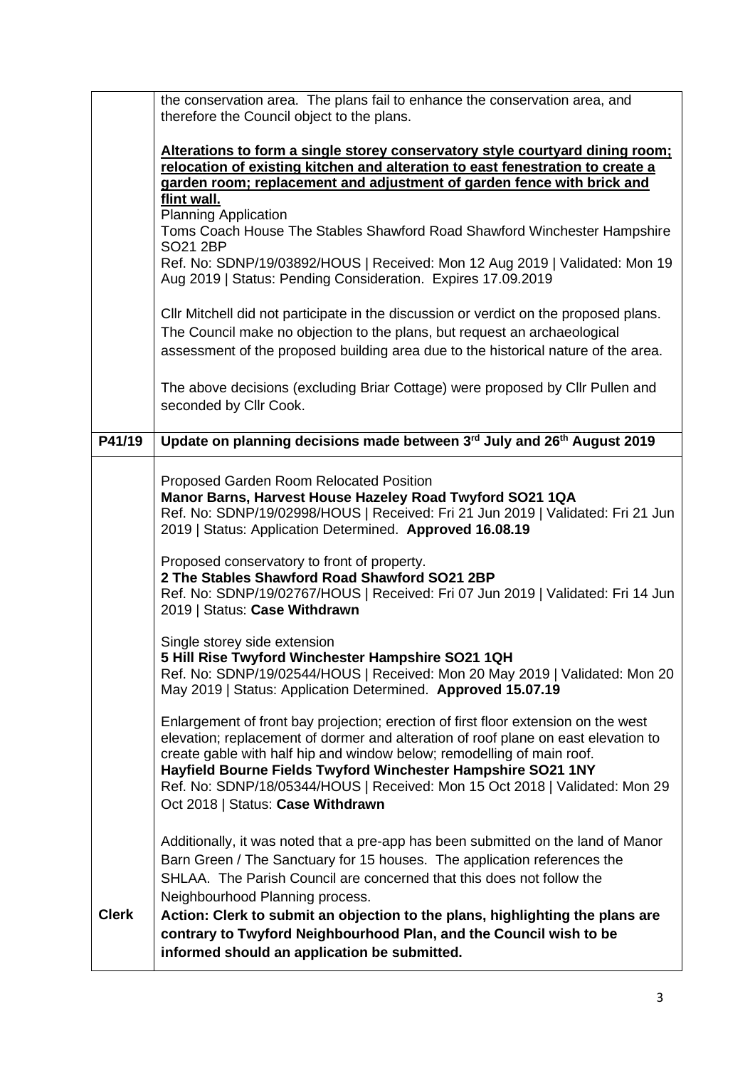| | |
|---|---|
| | the conservation area. The plans fail to enhance the conservation area, and therefore the Council object to the plans.<br><br>**Alterations to form a single storey conservatory style courtyard dining room; relocation of existing kitchen and alteration to east fenestration to create a garden room; replacement and adjustment of garden fence with brick and flint wall.**<br>Planning Application<br>Toms Coach House The Stables Shawford Road Shawford Winchester Hampshire SO21 2BP<br>Ref. No: SDNP/19/03892/HOUS \| Received: Mon 12 Aug 2019 \| Validated: Mon 19 Aug 2019 \| Status: Pending Consideration. Expires 17.09.2019<br><br>Cllr Mitchell did not participate in the discussion or verdict on the proposed plans. The Council make no objection to the plans, but request an archaeological assessment of the proposed building area due to the historical nature of the area.<br><br>The above decisions (excluding Briar Cottage) were proposed by Cllr Pullen and seconded by Cllr Cook. |
| **P41/19** | **Update on planning decisions made between 3rd July and 26th August 2019** |
| | Proposed Garden Room Relocated Position<br>**Manor Barns, Harvest House Hazeley Road Twyford SO21 1QA**<br>Ref. No: SDNP/19/02998/HOUS \| Received: Fri 21 Jun 2019 \| Validated: Fri 21 Jun 2019 \| Status: Application Determined. **Approved 16.08.19**<br><br>Proposed conservatory to front of property.<br>**2 The Stables Shawford Road Shawford SO21 2BP**<br>Ref. No: SDNP/19/02767/HOUS \| Received: Fri 07 Jun 2019 \| Validated: Fri 14 Jun 2019 \| Status: **Case Withdrawn**<br><br>Single storey side extension<br>**5 Hill Rise Twyford Winchester Hampshire SO21 1QH**<br>Ref. No: SDNP/19/02544/HOUS \| Received: Mon 20 May 2019 \| Validated: Mon 20 May 2019 \| Status: Application Determined. **Approved 15.07.19**<br><br>Enlargement of front bay projection; erection of first floor extension on the west elevation; replacement of dormer and alteration of roof plane on east elevation to create gable with half hip and window below; remodelling of main roof.<br>**Hayfield Bourne Fields Twyford Winchester Hampshire SO21 1NY**<br>Ref. No: SDNP/18/05344/HOUS \| Received: Mon 15 Oct 2018 \| Validated: Mon 29 Oct 2018 \| Status: **Case Withdrawn**<br><br>Additionally, it was noted that a pre-app has been submitted on the land of Manor Barn Green / The Sanctuary for 15 houses. The application references the SHLAA. The Parish Council are concerned that this does not follow the Neighbourhood Planning process. |
| **Clerk** | **Action: Clerk to submit an objection to the plans, highlighting the plans are contrary to Twyford Neighbourhood Plan, and the Council wish to be informed should an application be submitted.** |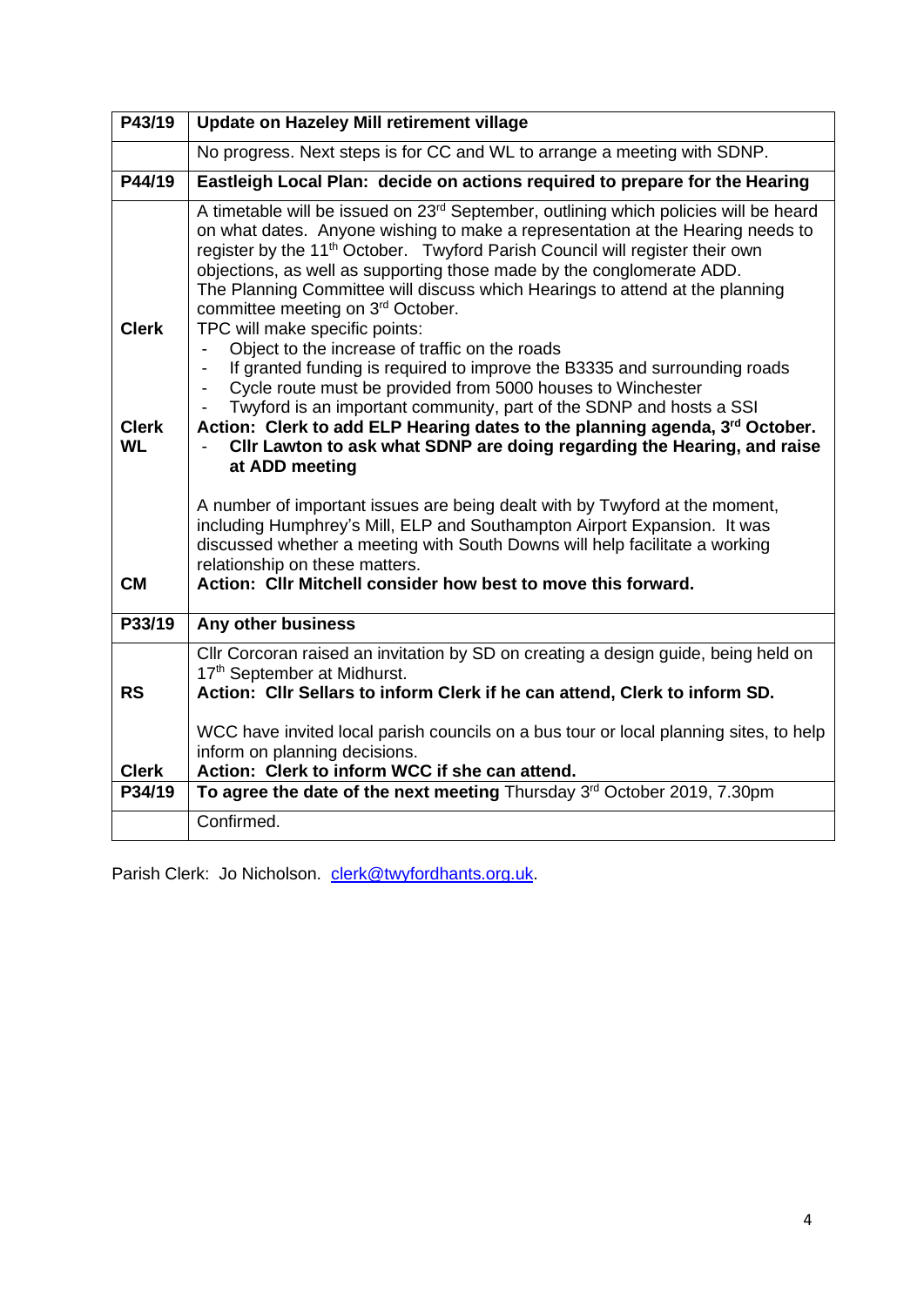| | |
|---|---|
| **P43/19** | **Update on Hazeley Mill retirement village** |
| | No progress. Next steps is for CC and WL to arrange a meeting with SDNP. |
| **P44/19** | **Eastleigh Local Plan: decide on actions required to prepare for the Hearing** |
| <br>**Clerk**<br><br>**Clerk**<br>**WL**<br><br>**CM** | A timetable will be issued on 23rd September, outlining which policies will be heard on what dates. Anyone wishing to make a representation at the Hearing needs to register by the 11th October. Twyford Parish Council will register their own objections, as well as supporting those made by the conglomerate ADD.<br>The Planning Committee will discuss which Hearings to attend at the planning committee meeting on 3rd October.<br>TPC will make specific points:<br>- Object to the increase of traffic on the roads<br>- If granted funding is required to improve the B3335 and surrounding roads<br>- Cycle route must be provided from 5000 houses to Winchester<br>- Twyford is an important community, part of the SDNP and hosts a SSI<br>**Action: Clerk to add ELP Hearing dates to the planning agenda, 3rd October.**<br>- **Cllr Lawton to ask what SDNP are doing regarding the Hearing, and raise at ADD meeting**<br><br>A number of important issues are being dealt with by Twyford at the moment, including Humphrey's Mill, ELP and Southampton Airport Expansion. It was discussed whether a meeting with South Downs will help facilitate a working relationship on these matters.<br>**Action: Cllr Mitchell consider how best to move this forward.** |
| **P33/19** | **Any other business** |
| **RS**<br><br>**Clerk** | Cllr Corcoran raised an invitation by SD on creating a design guide, being held on 17th September at Midhurst.<br>**Action: Cllr Sellars to inform Clerk if he can attend, Clerk to inform SD.**<br><br>WCC have invited local parish councils on a bus tour or local planning sites, to help inform on planning decisions.<br>**Action: Clerk to inform WCC if she can attend.** |
| **P34/19** | **To agree the date of the next meeting** Thursday 3rd October 2019, 7.30pm |
| | Confirmed. |

Parish Clerk: Jo Nicholson. clerk@twyfordhants.org.uk.